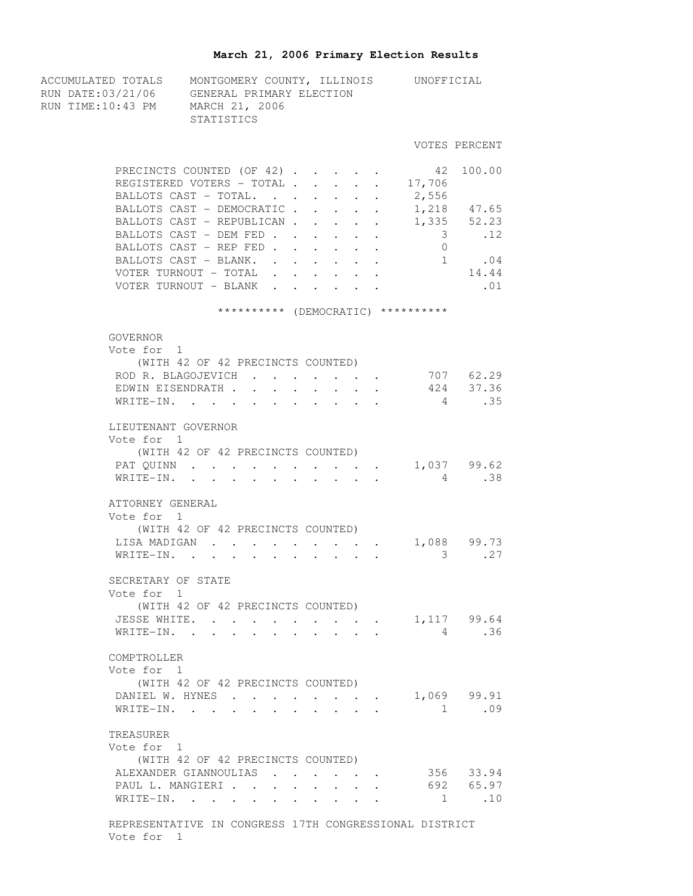## March 21, 2006 Primary Election Results

ACCUMULATED TOTALS    MONTGOMERY COUNTY, ILLINOIS    UNOFFICIAL
RUN DATE:03/21/06    GENERAL PRIMARY ELECTION
RUN TIME:10:43 PM    MARCH 21, 2006
STATISTICS

| | VOTES | PERCENT |
|---|---|---|
| PRECINCTS COUNTED (OF 42) | 42 | 100.00 |
| REGISTERED VOTERS - TOTAL | 17,706 | |
| BALLOTS CAST - TOTAL. | 2,556 | |
| BALLOTS CAST - DEMOCRATIC | 1,218 | 47.65 |
| BALLOTS CAST - REPUBLICAN | 1,335 | 52.23 |
| BALLOTS CAST - DEM FED | 3 | .12 |
| BALLOTS CAST - REP FED | 0 | |
| BALLOTS CAST - BLANK. | 1 | .04 |
| VOTER TURNOUT - TOTAL | | 14.44 |
| VOTER TURNOUT - BLANK | | .01 |

********** (DEMOCRATIC) **********

GOVERNOR
Vote for 1
(WITH 42 OF 42 PRECINCTS COUNTED)

| | VOTES | PERCENT |
|---|---|---|
| ROD R. BLAGOJEVICH | 707 | 62.29 |
| EDWIN EISENDRATH | 424 | 37.36 |
| WRITE-IN. | 4 | .35 |

LIEUTENANT GOVERNOR
Vote for 1
(WITH 42 OF 42 PRECINCTS COUNTED)

| | VOTES | PERCENT |
|---|---|---|
| PAT QUINN | 1,037 | 99.62 |
| WRITE-IN. | 4 | .38 |

ATTORNEY GENERAL
Vote for 1
(WITH 42 OF 42 PRECINCTS COUNTED)

| | VOTES | PERCENT |
|---|---|---|
| LISA MADIGAN | 1,088 | 99.73 |
| WRITE-IN. | 3 | .27 |

SECRETARY OF STATE
Vote for 1
(WITH 42 OF 42 PRECINCTS COUNTED)

| | VOTES | PERCENT |
|---|---|---|
| JESSE WHITE. | 1,117 | 99.64 |
| WRITE-IN. | 4 | .36 |

COMPTROLLER
Vote for 1
(WITH 42 OF 42 PRECINCTS COUNTED)

| | VOTES | PERCENT |
|---|---|---|
| DANIEL W. HYNES | 1,069 | 99.91 |
| WRITE-IN. | 1 | .09 |

TREASURER
Vote for 1
(WITH 42 OF 42 PRECINCTS COUNTED)

| | VOTES | PERCENT |
|---|---|---|
| ALEXANDER GIANNOULIAS | 356 | 33.94 |
| PAUL L. MANGIERI | 692 | 65.97 |
| WRITE-IN. | 1 | .10 |

REPRESENTATIVE IN CONGRESS 17TH CONGRESSIONAL DISTRICT
Vote for 1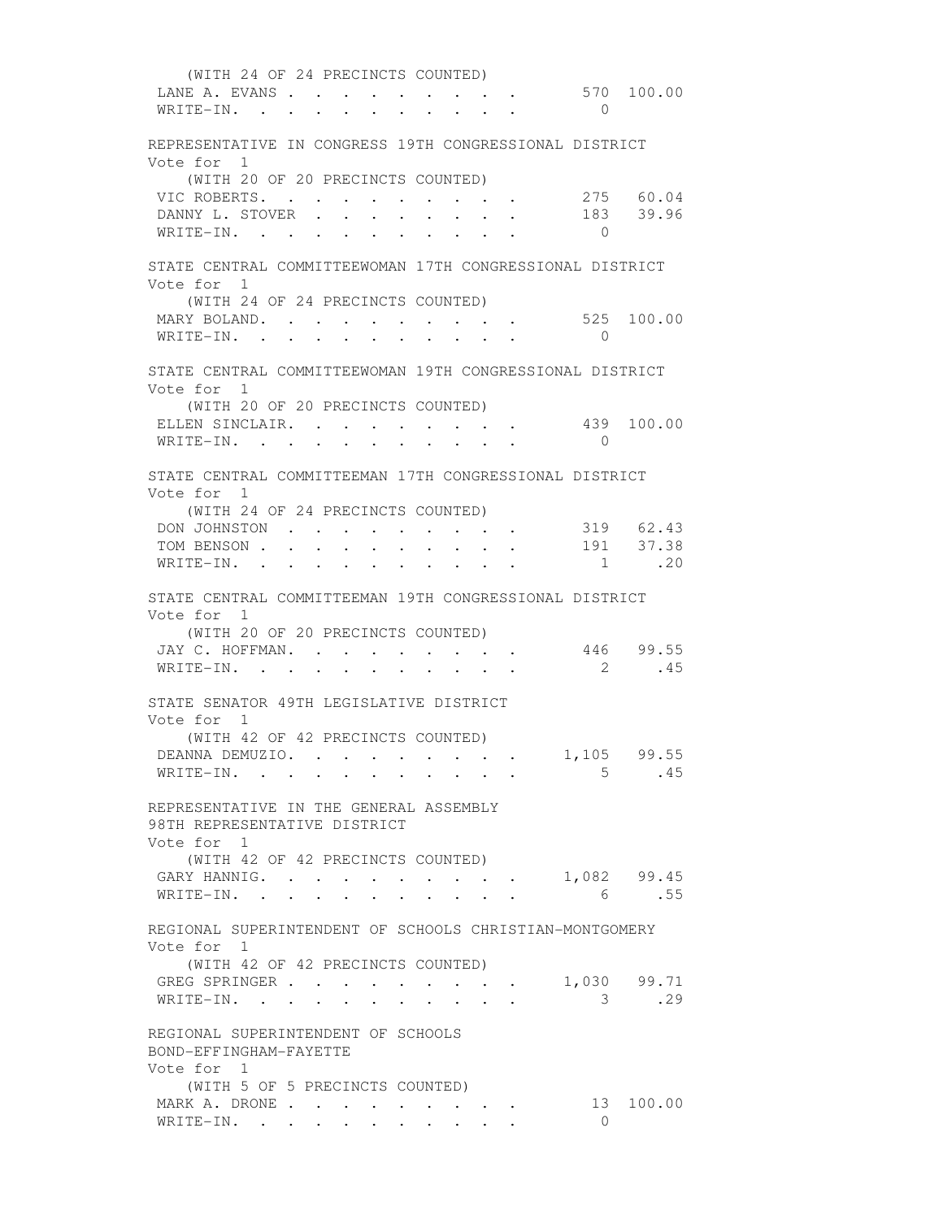(WITH 24 OF 24 PRECINCTS COUNTED)

| | | |
|---|---|---|
| LANE A. EVANS | 570 | 100.00 |
| WRITE-IN. | 0 | |

REPRESENTATIVE IN CONGRESS 19TH CONGRESSIONAL DISTRICT
Vote for 1

(WITH 20 OF 20 PRECINCTS COUNTED)

| | | |
|---|---|---|
| VIC ROBERTS. | 275 | 60.04 |
| DANNY L. STOVER | 183 | 39.96 |
| WRITE-IN. | 0 | |

STATE CENTRAL COMMITTEEWOMAN 17TH CONGRESSIONAL DISTRICT
Vote for 1

(WITH 24 OF 24 PRECINCTS COUNTED)

| | | |
|---|---|---|
| MARY BOLAND. | 525 | 100.00 |
| WRITE-IN. | 0 | |

STATE CENTRAL COMMITTEEWOMAN 19TH CONGRESSIONAL DISTRICT
Vote for 1

(WITH 20 OF 20 PRECINCTS COUNTED)

| | | |
|---|---|---|
| ELLEN SINCLAIR. | 439 | 100.00 |
| WRITE-IN. | 0 | |

STATE CENTRAL COMMITTEEMAN 17TH CONGRESSIONAL DISTRICT
Vote for 1

(WITH 24 OF 24 PRECINCTS COUNTED)

| | | |
|---|---|---|
| DON JOHNSTON | 319 | 62.43 |
| TOM BENSON | 191 | 37.38 |
| WRITE-IN. | 1 | .20 |

STATE CENTRAL COMMITTEEMAN 19TH CONGRESSIONAL DISTRICT
Vote for 1

(WITH 20 OF 20 PRECINCTS COUNTED)

| | | |
|---|---|---|
| JAY C. HOFFMAN. | 446 | 99.55 |
| WRITE-IN. | 2 | .45 |

STATE SENATOR 49TH LEGISLATIVE DISTRICT
Vote for 1

(WITH 42 OF 42 PRECINCTS COUNTED)

| | | |
|---|---|---|
| DEANNA DEMUZIO. | 1,105 | 99.55 |
| WRITE-IN. | 5 | .45 |

REPRESENTATIVE IN THE GENERAL ASSEMBLY
98TH REPRESENTATIVE DISTRICT
Vote for 1

(WITH 42 OF 42 PRECINCTS COUNTED)

| | | |
|---|---|---|
| GARY HANNIG. | 1,082 | 99.45 |
| WRITE-IN. | 6 | .55 |

REGIONAL SUPERINTENDENT OF SCHOOLS CHRISTIAN-MONTGOMERY
Vote for 1

(WITH 42 OF 42 PRECINCTS COUNTED)

| | | |
|---|---|---|
| GREG SPRINGER | 1,030 | 99.71 |
| WRITE-IN. | 3 | .29 |

REGIONAL SUPERINTENDENT OF SCHOOLS
BOND-EFFINGHAM-FAYETTE
Vote for 1

(WITH 5 OF 5 PRECINCTS COUNTED)

| | | |
|---|---|---|
| MARK A. DRONE | 13 | 100.00 |
| WRITE-IN. | 0 | |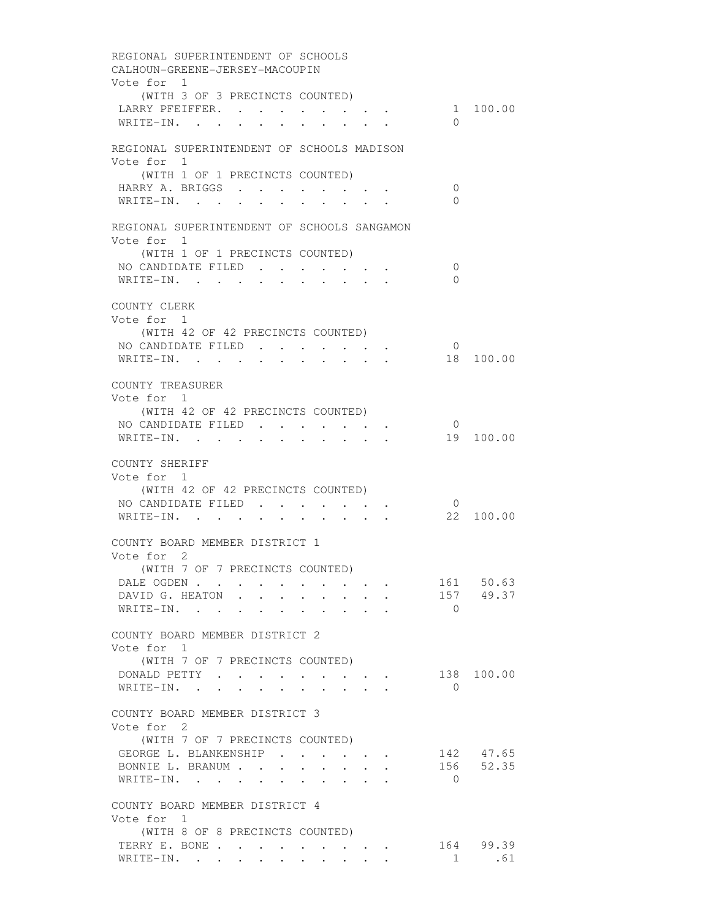REGIONAL SUPERINTENDENT OF SCHOOLS
CALHOUN-GREENE-JERSEY-MACOUPIN
Vote for 1
(WITH 3 OF 3 PRECINCTS COUNTED)

| Candidate | Votes | Percent |
|---|---|---|
| LARRY PFEIFFER | 1 | 100.00 |
| WRITE-IN | 0 | |

REGIONAL SUPERINTENDENT OF SCHOOLS MADISON
Vote for 1
(WITH 1 OF 1 PRECINCTS COUNTED)

| Candidate | Votes | Percent |
|---|---|---|
| HARRY A. BRIGGS | 0 | |
| WRITE-IN | 0 | |

REGIONAL SUPERINTENDENT OF SCHOOLS SANGAMON
Vote for 1
(WITH 1 OF 1 PRECINCTS COUNTED)

| Candidate | Votes | Percent |
|---|---|---|
| NO CANDIDATE FILED | 0 | |
| WRITE-IN | 0 | |

COUNTY CLERK
Vote for 1
(WITH 42 OF 42 PRECINCTS COUNTED)

| Candidate | Votes | Percent |
|---|---|---|
| NO CANDIDATE FILED | 0 | |
| WRITE-IN | 18 | 100.00 |

COUNTY TREASURER
Vote for 1
(WITH 42 OF 42 PRECINCTS COUNTED)

| Candidate | Votes | Percent |
|---|---|---|
| NO CANDIDATE FILED | 0 | |
| WRITE-IN | 19 | 100.00 |

COUNTY SHERIFF
Vote for 1
(WITH 42 OF 42 PRECINCTS COUNTED)

| Candidate | Votes | Percent |
|---|---|---|
| NO CANDIDATE FILED | 0 | |
| WRITE-IN | 22 | 100.00 |

COUNTY BOARD MEMBER DISTRICT 1
Vote for 2
(WITH 7 OF 7 PRECINCTS COUNTED)

| Candidate | Votes | Percent |
|---|---|---|
| DALE OGDEN | 161 | 50.63 |
| DAVID G. HEATON | 157 | 49.37 |
| WRITE-IN | 0 | |

COUNTY BOARD MEMBER DISTRICT 2
Vote for 1
(WITH 7 OF 7 PRECINCTS COUNTED)

| Candidate | Votes | Percent |
|---|---|---|
| DONALD PETTY | 138 | 100.00 |
| WRITE-IN | 0 | |

COUNTY BOARD MEMBER DISTRICT 3
Vote for 2
(WITH 7 OF 7 PRECINCTS COUNTED)

| Candidate | Votes | Percent |
|---|---|---|
| GEORGE L. BLANKENSHIP | 142 | 47.65 |
| BONNIE L. BRANUM | 156 | 52.35 |
| WRITE-IN | 0 | |

COUNTY BOARD MEMBER DISTRICT 4
Vote for 1
(WITH 8 OF 8 PRECINCTS COUNTED)

| Candidate | Votes | Percent |
|---|---|---|
| TERRY E. BONE | 164 | 99.39 |
| WRITE-IN | 1 | .61 |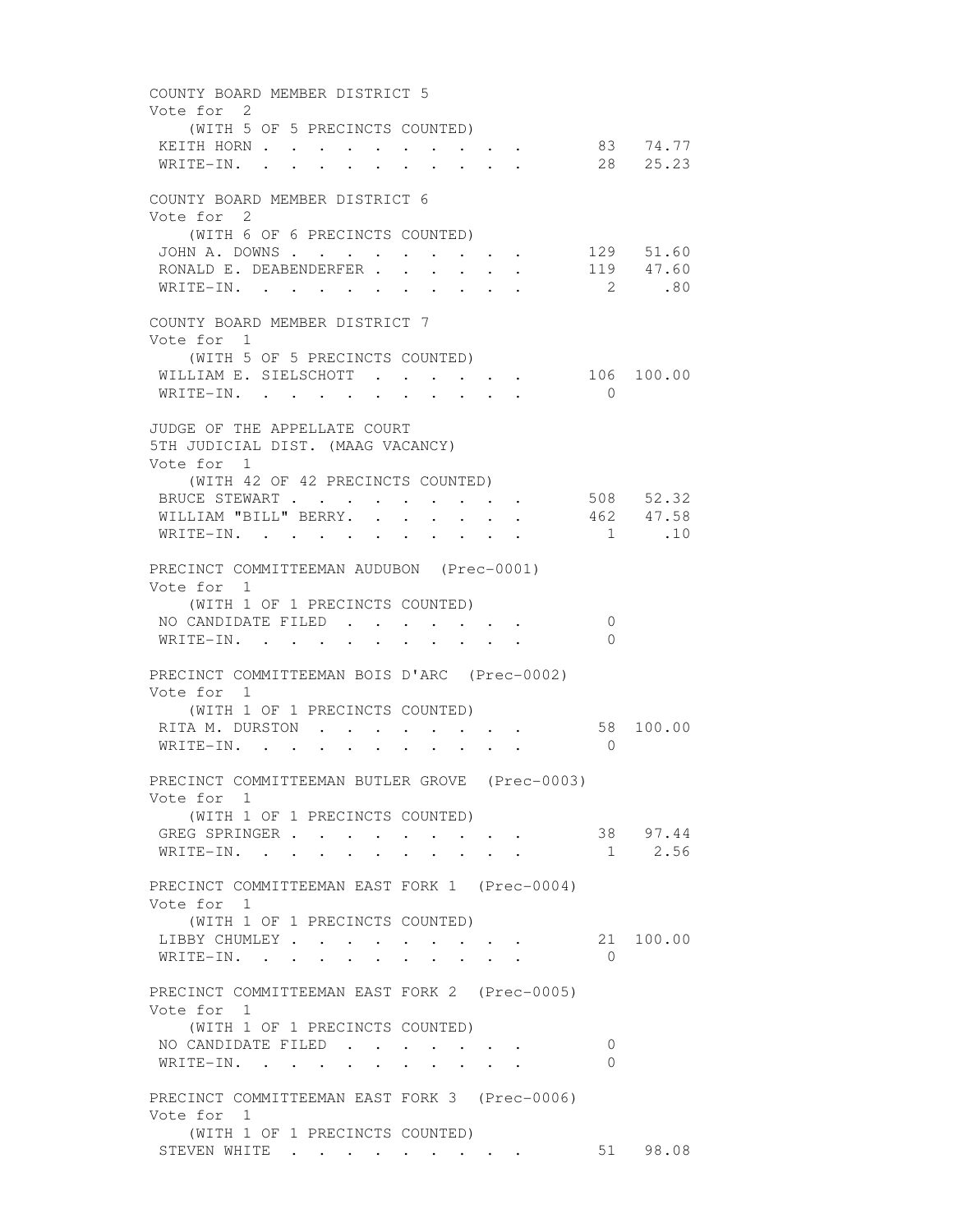COUNTY BOARD MEMBER DISTRICT 5
Vote for 2
(WITH 5 OF 5 PRECINCTS COUNTED)

| | | |
|---|---|---|
| KEITH HORN | 83 | 74.77 |
| WRITE-IN. | 28 | 25.23 |

COUNTY BOARD MEMBER DISTRICT 6
Vote for 2
(WITH 6 OF 6 PRECINCTS COUNTED)

| | | |
|---|---|---|
| JOHN A. DOWNS | 129 | 51.60 |
| RONALD E. DEABENDERFER | 119 | 47.60 |
| WRITE-IN. | 2 | .80 |

COUNTY BOARD MEMBER DISTRICT 7
Vote for 1
(WITH 5 OF 5 PRECINCTS COUNTED)

| | | |
|---|---|---|
| WILLIAM E. SIELSCHOTT | 106 | 100.00 |
| WRITE-IN. | 0 | |

JUDGE OF THE APPELLATE COURT
5TH JUDICIAL DIST. (MAAG VACANCY)
Vote for 1
(WITH 42 OF 42 PRECINCTS COUNTED)

| | | |
|---|---|---|
| BRUCE STEWART | 508 | 52.32 |
| WILLIAM "BILL" BERRY. | 462 | 47.58 |
| WRITE-IN. | 1 | .10 |

PRECINCT COMMITTEEMAN AUDUBON (Prec-0001)
Vote for 1
(WITH 1 OF 1 PRECINCTS COUNTED)

| | | |
|---|---|---|
| NO CANDIDATE FILED | 0 | |
| WRITE-IN. | 0 | |

PRECINCT COMMITTEEMAN BOIS D'ARC (Prec-0002)
Vote for 1
(WITH 1 OF 1 PRECINCTS COUNTED)

| | | |
|---|---|---|
| RITA M. DURSTON | 58 | 100.00 |
| WRITE-IN. | 0 | |

PRECINCT COMMITTEEMAN BUTLER GROVE (Prec-0003)
Vote for 1
(WITH 1 OF 1 PRECINCTS COUNTED)

| | | |
|---|---|---|
| GREG SPRINGER | 38 | 97.44 |
| WRITE-IN. | 1 | 2.56 |

PRECINCT COMMITTEEMAN EAST FORK 1 (Prec-0004)
Vote for 1
(WITH 1 OF 1 PRECINCTS COUNTED)

| | | |
|---|---|---|
| LIBBY CHUMLEY | 21 | 100.00 |
| WRITE-IN. | 0 | |

PRECINCT COMMITTEEMAN EAST FORK 2 (Prec-0005)
Vote for 1
(WITH 1 OF 1 PRECINCTS COUNTED)

| | | |
|---|---|---|
| NO CANDIDATE FILED | 0 | |
| WRITE-IN. | 0 | |

PRECINCT COMMITTEEMAN EAST FORK 3 (Prec-0006)
Vote for 1
(WITH 1 OF 1 PRECINCTS COUNTED)

| | | |
|---|---|---|
| STEVEN WHITE | 51 | 98.08 |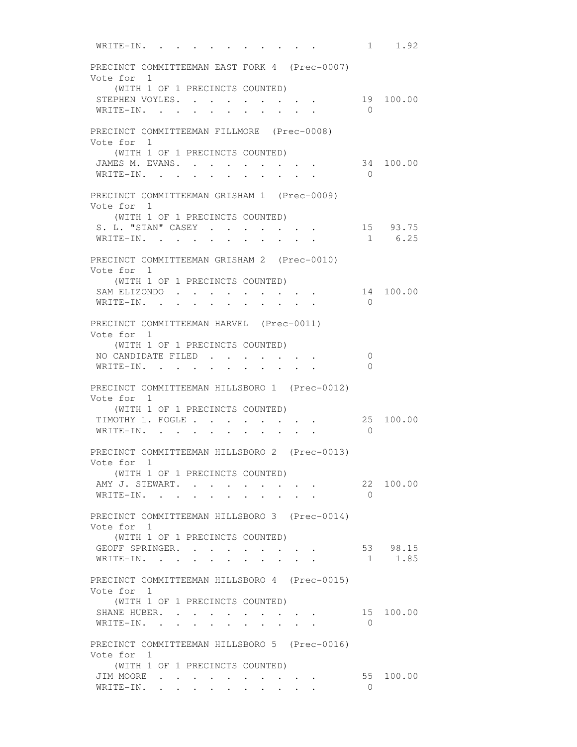WRITE-IN. . . . . . . . . . . . 1 1.92

PRECINCT COMMITTEEMAN EAST FORK 4 (Prec-0007)
Vote for 1
(WITH 1 OF 1 PRECINCTS COUNTED)

| | | |
|---|---|---|
| STEPHEN VOYLES. . . . . . . . . | 19 | 100.00 |
| WRITE-IN. . . . . . . . . . . . | 0 | |

PRECINCT COMMITTEEMAN FILLMORE (Prec-0008)
Vote for 1
(WITH 1 OF 1 PRECINCTS COUNTED)

| | | |
|---|---|---|
| JAMES M. EVANS. . . . . . . . . | 34 | 100.00 |
| WRITE-IN. . . . . . . . . . . . | 0 | |

PRECINCT COMMITTEEMAN GRISHAM 1 (Prec-0009)
Vote for 1
(WITH 1 OF 1 PRECINCTS COUNTED)

| | | |
|---|---|---|
| S. L. "STAN" CASEY . . . . . . . | 15 | 93.75 |
| WRITE-IN. . . . . . . . . . . . | 1 | 6.25 |

PRECINCT COMMITTEEMAN GRISHAM 2 (Prec-0010)
Vote for 1
(WITH 1 OF 1 PRECINCTS COUNTED)

| | | |
|---|---|---|
| SAM ELIZONDO . . . . . . . . . | 14 | 100.00 |
| WRITE-IN. . . . . . . . . . . . | 0 | |

PRECINCT COMMITTEEMAN HARVEL (Prec-0011)
Vote for 1
(WITH 1 OF 1 PRECINCTS COUNTED)

| | | |
|---|---|---|
| NO CANDIDATE FILED . . . . . . . | 0 | |
| WRITE-IN. . . . . . . . . . . . | 0 | |

PRECINCT COMMITTEEMAN HILLSBORO 1 (Prec-0012)
Vote for 1
(WITH 1 OF 1 PRECINCTS COUNTED)

| | | |
|---|---|---|
| TIMOTHY L. FOGLE . . . . . . . . | 25 | 100.00 |
| WRITE-IN. . . . . . . . . . . . | 0 | |

PRECINCT COMMITTEEMAN HILLSBORO 2 (Prec-0013)
Vote for 1
(WITH 1 OF 1 PRECINCTS COUNTED)

| | | |
|---|---|---|
| AMY J. STEWART. . . . . . . . . | 22 | 100.00 |
| WRITE-IN. . . . . . . . . . . . | 0 | |

PRECINCT COMMITTEEMAN HILLSBORO 3 (Prec-0014)
Vote for 1
(WITH 1 OF 1 PRECINCTS COUNTED)

| | | |
|---|---|---|
| GEOFF SPRINGER. . . . . . . . . | 53 | 98.15 |
| WRITE-IN. . . . . . . . . . . . | 1 | 1.85 |

PRECINCT COMMITTEEMAN HILLSBORO 4 (Prec-0015)
Vote for 1
(WITH 1 OF 1 PRECINCTS COUNTED)

| | | |
|---|---|---|
| SHANE HUBER. . . . . . . . . . | 15 | 100.00 |
| WRITE-IN. . . . . . . . . . . . | 0 | |

PRECINCT COMMITTEEMAN HILLSBORO 5 (Prec-0016)
Vote for 1
(WITH 1 OF 1 PRECINCTS COUNTED)

| | | |
|---|---|---|
| JIM MOORE . . . . . . . . . . . | 55 | 100.00 |
| WRITE-IN. . . . . . . . . . . . | 0 | |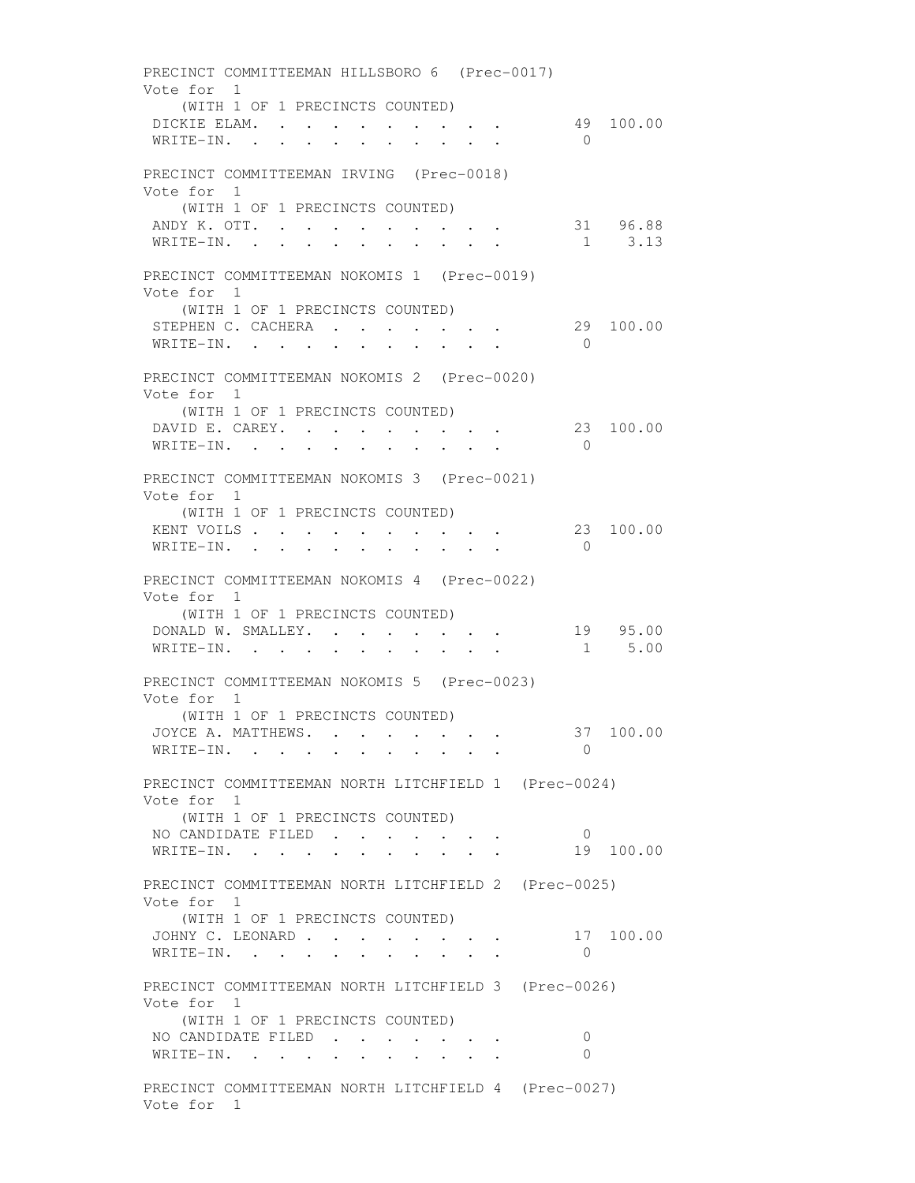PRECINCT COMMITTEEMAN HILLSBORO 6 (Prec-0017)
Vote for 1
(WITH 1 OF 1 PRECINCTS COUNTED)

| | | |
|---|---|---|
| DICKIE ELAM. . . . . . . . . . . | 49 | 100.00 |
| WRITE-IN. . . . . . . . . . . . | 0 | |

PRECINCT COMMITTEEMAN IRVING (Prec-0018)
Vote for 1
(WITH 1 OF 1 PRECINCTS COUNTED)

| | | |
|---|---|---|
| ANDY K. OTT. . . . . . . . . . . | 31 | 96.88 |
| WRITE-IN. . . . . . . . . . . . | 1 | 3.13 |

PRECINCT COMMITTEEMAN NOKOMIS 1 (Prec-0019)
Vote for 1
(WITH 1 OF 1 PRECINCTS COUNTED)

| | | |
|---|---|---|
| STEPHEN C. CACHERA . . . . . . . . | 29 | 100.00 |
| WRITE-IN. . . . . . . . . . . . | 0 | |

PRECINCT COMMITTEEMAN NOKOMIS 2 (Prec-0020)
Vote for 1
(WITH 1 OF 1 PRECINCTS COUNTED)

| | | |
|---|---|---|
| DAVID E. CAREY. . . . . . . . . . | 23 | 100.00 |
| WRITE-IN. . . . . . . . . . . . | 0 | |

PRECINCT COMMITTEEMAN NOKOMIS 3 (Prec-0021)
Vote for 1
(WITH 1 OF 1 PRECINCTS COUNTED)

| | | |
|---|---|---|
| KENT VOILS . . . . . . . . . . . | 23 | 100.00 |
| WRITE-IN. . . . . . . . . . . . | 0 | |

PRECINCT COMMITTEEMAN NOKOMIS 4 (Prec-0022)
Vote for 1
(WITH 1 OF 1 PRECINCTS COUNTED)

| | | |
|---|---|---|
| DONALD W. SMALLEY. . . . . . . . . | 19 | 95.00 |
| WRITE-IN. . . . . . . . . . . . | 1 | 5.00 |

PRECINCT COMMITTEEMAN NOKOMIS 5 (Prec-0023)
Vote for 1
(WITH 1 OF 1 PRECINCTS COUNTED)

| | | |
|---|---|---|
| JOYCE A. MATTHEWS. . . . . . . . . | 37 | 100.00 |
| WRITE-IN. . . . . . . . . . . . | 0 | |

PRECINCT COMMITTEEMAN NORTH LITCHFIELD 1 (Prec-0024)
Vote for 1
(WITH 1 OF 1 PRECINCTS COUNTED)

| | | |
|---|---|---|
| NO CANDIDATE FILED . . . . . . . . | 0 | |
| WRITE-IN. . . . . . . . . . . . | 19 | 100.00 |

PRECINCT COMMITTEEMAN NORTH LITCHFIELD 2 (Prec-0025)
Vote for 1
(WITH 1 OF 1 PRECINCTS COUNTED)

| | | |
|---|---|---|
| JOHNY C. LEONARD . . . . . . . . . | 17 | 100.00 |
| WRITE-IN. . . . . . . . . . . . | 0 | |

PRECINCT COMMITTEEMAN NORTH LITCHFIELD 3 (Prec-0026)
Vote for 1
(WITH 1 OF 1 PRECINCTS COUNTED)

| | | |
|---|---|---|
| NO CANDIDATE FILED . . . . . . . . | 0 | |
| WRITE-IN. . . . . . . . . . . . | 0 | |

PRECINCT COMMITTEEMAN NORTH LITCHFIELD 4 (Prec-0027)
Vote for 1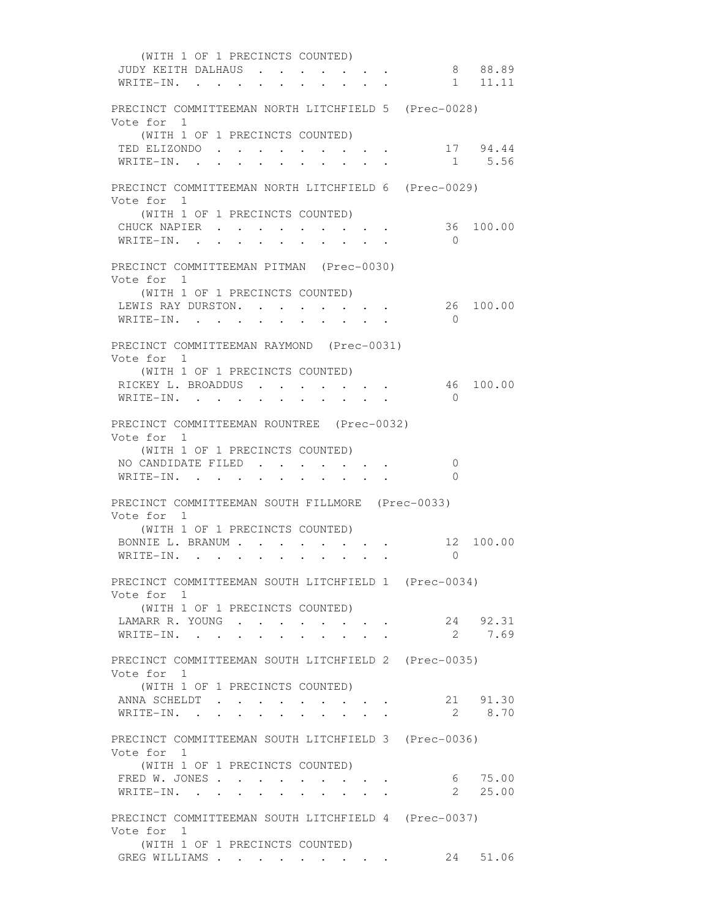(WITH 1 OF 1 PRECINCTS COUNTED)

| | | |
|---|---|---|
| JUDY KEITH DALHAUS | 8 | 88.89 |
| WRITE-IN. | 1 | 11.11 |

PRECINCT COMMITTEEMAN NORTH LITCHFIELD 5 (Prec-0028)
Vote for 1
(WITH 1 OF 1 PRECINCTS COUNTED)

| | | |
|---|---|---|
| TED ELIZONDO | 17 | 94.44 |
| WRITE-IN. | 1 | 5.56 |

PRECINCT COMMITTEEMAN NORTH LITCHFIELD 6 (Prec-0029)
Vote for 1
(WITH 1 OF 1 PRECINCTS COUNTED)

| | | |
|---|---|---|
| CHUCK NAPIER | 36 | 100.00 |
| WRITE-IN. | 0 | |

PRECINCT COMMITTEEMAN PITMAN (Prec-0030)
Vote for 1
(WITH 1 OF 1 PRECINCTS COUNTED)

| | | |
|---|---|---|
| LEWIS RAY DURSTON. | 26 | 100.00 |
| WRITE-IN. | 0 | |

PRECINCT COMMITTEEMAN RAYMOND (Prec-0031)
Vote for 1
(WITH 1 OF 1 PRECINCTS COUNTED)

| | | |
|---|---|---|
| RICKEY L. BROADDUS | 46 | 100.00 |
| WRITE-IN. | 0 | |

PRECINCT COMMITTEEMAN ROUNTREE (Prec-0032)
Vote for 1
(WITH 1 OF 1 PRECINCTS COUNTED)

| | | |
|---|---|---|
| NO CANDIDATE FILED | 0 | |
| WRITE-IN. | 0 | |

PRECINCT COMMITTEEMAN SOUTH FILLMORE (Prec-0033)
Vote for 1
(WITH 1 OF 1 PRECINCTS COUNTED)

| | | |
|---|---|---|
| BONNIE L. BRANUM | 12 | 100.00 |
| WRITE-IN. | 0 | |

PRECINCT COMMITTEEMAN SOUTH LITCHFIELD 1 (Prec-0034)
Vote for 1
(WITH 1 OF 1 PRECINCTS COUNTED)

| | | |
|---|---|---|
| LAMARR R. YOUNG | 24 | 92.31 |
| WRITE-IN. | 2 | 7.69 |

PRECINCT COMMITTEEMAN SOUTH LITCHFIELD 2 (Prec-0035)
Vote for 1
(WITH 1 OF 1 PRECINCTS COUNTED)

| | | |
|---|---|---|
| ANNA SCHELDT | 21 | 91.30 |
| WRITE-IN. | 2 | 8.70 |

PRECINCT COMMITTEEMAN SOUTH LITCHFIELD 3 (Prec-0036)
Vote for 1
(WITH 1 OF 1 PRECINCTS COUNTED)

| | | |
|---|---|---|
| FRED W. JONES | 6 | 75.00 |
| WRITE-IN. | 2 | 25.00 |

PRECINCT COMMITTEEMAN SOUTH LITCHFIELD 4 (Prec-0037)
Vote for 1
(WITH 1 OF 1 PRECINCTS COUNTED)

| | | |
|---|---|---|
| GREG WILLIAMS | 24 | 51.06 |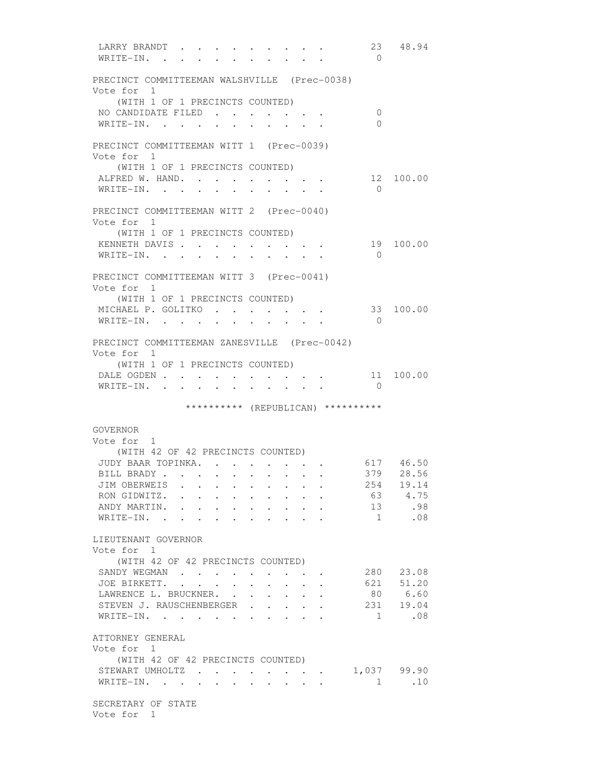| | | |
|---|---|---|
| LARRY BRANDT | 23 | 48.94 |
| WRITE-IN. | 0 | |

PRECINCT COMMITTEEMAN WALSHVILLE (Prec-0038)
Vote for 1
(WITH 1 OF 1 PRECINCTS COUNTED)

| | | |
|---|---|---|
| NO CANDIDATE FILED | 0 | |
| WRITE-IN. | 0 | |

PRECINCT COMMITTEEMAN WITT 1 (Prec-0039)
Vote for 1
(WITH 1 OF 1 PRECINCTS COUNTED)

| | | |
|---|---|---|
| ALFRED W. HAND. | 12 | 100.00 |
| WRITE-IN. | 0 | |

PRECINCT COMMITTEEMAN WITT 2 (Prec-0040)
Vote for 1
(WITH 1 OF 1 PRECINCTS COUNTED)

| | | |
|---|---|---|
| KENNETH DAVIS | 19 | 100.00 |
| WRITE-IN. | 0 | |

PRECINCT COMMITTEEMAN WITT 3 (Prec-0041)
Vote for 1
(WITH 1 OF 1 PRECINCTS COUNTED)

| | | |
|---|---|---|
| MICHAEL P. GOLITKO | 33 | 100.00 |
| WRITE-IN. | 0 | |

PRECINCT COMMITTEEMAN ZANESVILLE (Prec-0042)
Vote for 1
(WITH 1 OF 1 PRECINCTS COUNTED)

| | | |
|---|---|---|
| DALE OGDEN | 11 | 100.00 |
| WRITE-IN. | 0 | |

********** (REPUBLICAN) **********

GOVERNOR
Vote for 1
(WITH 42 OF 42 PRECINCTS COUNTED)

| | | |
|---|---|---|
| JUDY BAAR TOPINKA. | 617 | 46.50 |
| BILL BRADY | 379 | 28.56 |
| JIM OBERWEIS | 254 | 19.14 |
| RON GIDWITZ. | 63 | 4.75 |
| ANDY MARTIN. | 13 | .98 |
| WRITE-IN. | 1 | .08 |

LIEUTENANT GOVERNOR
Vote for 1
(WITH 42 OF 42 PRECINCTS COUNTED)

| | | |
|---|---|---|
| SANDY WEGMAN | 280 | 23.08 |
| JOE BIRKETT. | 621 | 51.20 |
| LAWRENCE L. BRUCKNER. | 80 | 6.60 |
| STEVEN J. RAUSCHENBERGER | 231 | 19.04 |
| WRITE-IN. | 1 | .08 |

ATTORNEY GENERAL
Vote for 1
(WITH 42 OF 42 PRECINCTS COUNTED)

| | | |
|---|---|---|
| STEWART UMHOLTZ | 1,037 | 99.90 |
| WRITE-IN. | 1 | .10 |

SECRETARY OF STATE
Vote for 1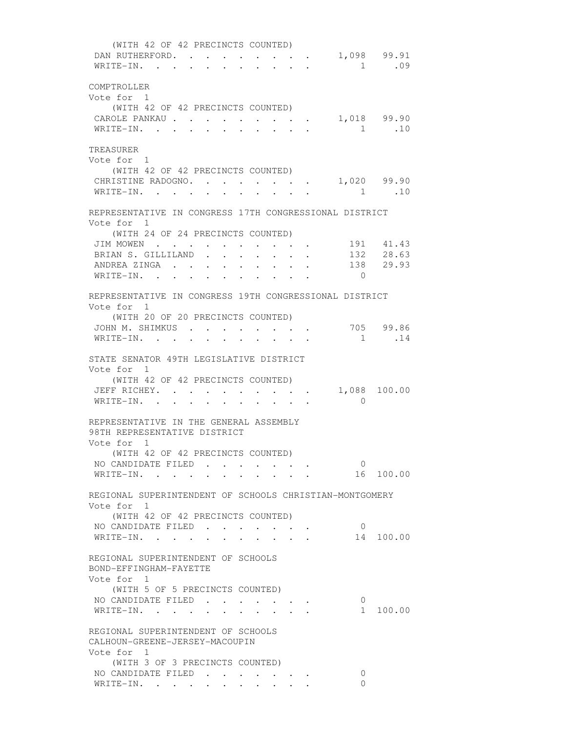(WITH 42 OF 42 PRECINCTS COUNTED)

| | | |
|---|---|---|
| DAN RUTHERFORD | 1,098 | 99.91 |
| WRITE-IN | 1 | .09 |

COMPTROLLER
Vote for 1
(WITH 42 OF 42 PRECINCTS COUNTED)

| | | |
|---|---|---|
| CAROLE PANKAU | 1,018 | 99.90 |
| WRITE-IN | 1 | .10 |

TREASURER
Vote for 1
(WITH 42 OF 42 PRECINCTS COUNTED)

| | | |
|---|---|---|
| CHRISTINE RADOGNO | 1,020 | 99.90 |
| WRITE-IN | 1 | .10 |

REPRESENTATIVE IN CONGRESS 17TH CONGRESSIONAL DISTRICT
Vote for 1
(WITH 24 OF 24 PRECINCTS COUNTED)

| | | |
|---|---|---|
| JIM MOWEN | 191 | 41.43 |
| BRIAN S. GILLILAND | 132 | 28.63 |
| ANDREA ZINGA | 138 | 29.93 |
| WRITE-IN | 0 | |

REPRESENTATIVE IN CONGRESS 19TH CONGRESSIONAL DISTRICT
Vote for 1
(WITH 20 OF 20 PRECINCTS COUNTED)

| | | |
|---|---|---|
| JOHN M. SHIMKUS | 705 | 99.86 |
| WRITE-IN | 1 | .14 |

STATE SENATOR 49TH LEGISLATIVE DISTRICT
Vote for 1
(WITH 42 OF 42 PRECINCTS COUNTED)

| | | |
|---|---|---|
| JEFF RICHEY | 1,088 | 100.00 |
| WRITE-IN | 0 | |

REPRESENTATIVE IN THE GENERAL ASSEMBLY
98TH REPRESENTATIVE DISTRICT
Vote for 1
(WITH 42 OF 42 PRECINCTS COUNTED)

| | | |
|---|---|---|
| NO CANDIDATE FILED | 0 | |
| WRITE-IN | 16 | 100.00 |

REGIONAL SUPERINTENDENT OF SCHOOLS CHRISTIAN-MONTGOMERY
Vote for 1
(WITH 42 OF 42 PRECINCTS COUNTED)

| | | |
|---|---|---|
| NO CANDIDATE FILED | 0 | |
| WRITE-IN | 14 | 100.00 |

REGIONAL SUPERINTENDENT OF SCHOOLS
BOND-EFFINGHAM-FAYETTE
Vote for 1
(WITH 5 OF 5 PRECINCTS COUNTED)

| | | |
|---|---|---|
| NO CANDIDATE FILED | 0 | |
| WRITE-IN | 1 | 100.00 |

REGIONAL SUPERINTENDENT OF SCHOOLS
CALHOUN-GREENE-JERSEY-MACOUPIN
Vote for 1
(WITH 3 OF 3 PRECINCTS COUNTED)

| | | |
|---|---|---|
| NO CANDIDATE FILED | 0 | |
| WRITE-IN | 0 | |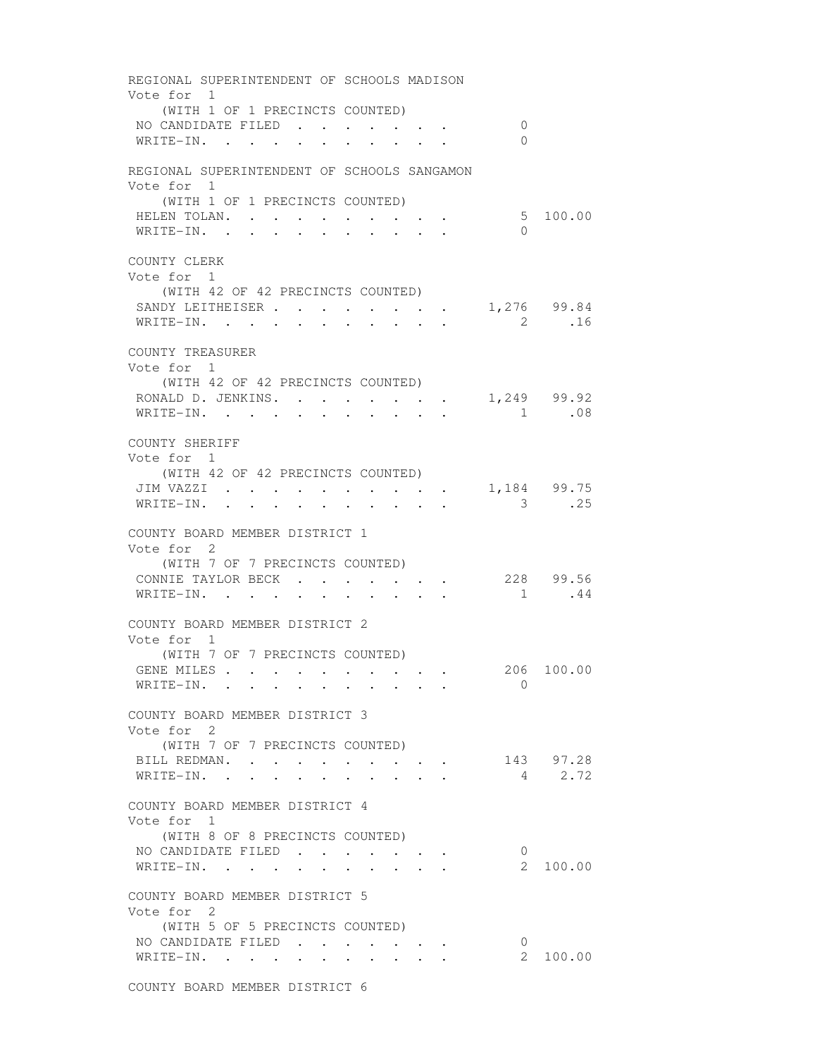REGIONAL SUPERINTENDENT OF SCHOOLS MADISON
Vote for 1
(WITH 1 OF 1 PRECINCTS COUNTED)

| | Votes | Percent |
|---|---|---|
| NO CANDIDATE FILED | 0 | |
| WRITE-IN. | 0 | |

REGIONAL SUPERINTENDENT OF SCHOOLS SANGAMON
Vote for 1
(WITH 1 OF 1 PRECINCTS COUNTED)

| | Votes | Percent |
|---|---|---|
| HELEN TOLAN. | 5 | 100.00 |
| WRITE-IN. | 0 | |

COUNTY CLERK
Vote for 1
(WITH 42 OF 42 PRECINCTS COUNTED)

| | Votes | Percent |
|---|---|---|
| SANDY LEITHEISER | 1,276 | 99.84 |
| WRITE-IN. | 2 | .16 |

COUNTY TREASURER
Vote for 1
(WITH 42 OF 42 PRECINCTS COUNTED)

| | Votes | Percent |
|---|---|---|
| RONALD D. JENKINS. | 1,249 | 99.92 |
| WRITE-IN. | 1 | .08 |

COUNTY SHERIFF
Vote for 1
(WITH 42 OF 42 PRECINCTS COUNTED)

| | Votes | Percent |
|---|---|---|
| JIM VAZZI | 1,184 | 99.75 |
| WRITE-IN. | 3 | .25 |

COUNTY BOARD MEMBER DISTRICT 1
Vote for 2
(WITH 7 OF 7 PRECINCTS COUNTED)

| | Votes | Percent |
|---|---|---|
| CONNIE TAYLOR BECK | 228 | 99.56 |
| WRITE-IN. | 1 | .44 |

COUNTY BOARD MEMBER DISTRICT 2
Vote for 1
(WITH 7 OF 7 PRECINCTS COUNTED)

| | Votes | Percent |
|---|---|---|
| GENE MILES | 206 | 100.00 |
| WRITE-IN. | 0 | |

COUNTY BOARD MEMBER DISTRICT 3
Vote for 2
(WITH 7 OF 7 PRECINCTS COUNTED)

| | Votes | Percent |
|---|---|---|
| BILL REDMAN. | 143 | 97.28 |
| WRITE-IN. | 4 | 2.72 |

COUNTY BOARD MEMBER DISTRICT 4
Vote for 1
(WITH 8 OF 8 PRECINCTS COUNTED)

| | Votes | Percent |
|---|---|---|
| NO CANDIDATE FILED | 0 | |
| WRITE-IN. | 2 | 100.00 |

COUNTY BOARD MEMBER DISTRICT 5
Vote for 2
(WITH 5 OF 5 PRECINCTS COUNTED)

| | Votes | Percent |
|---|---|---|
| NO CANDIDATE FILED | 0 | |
| WRITE-IN. | 2 | 100.00 |

COUNTY BOARD MEMBER DISTRICT 6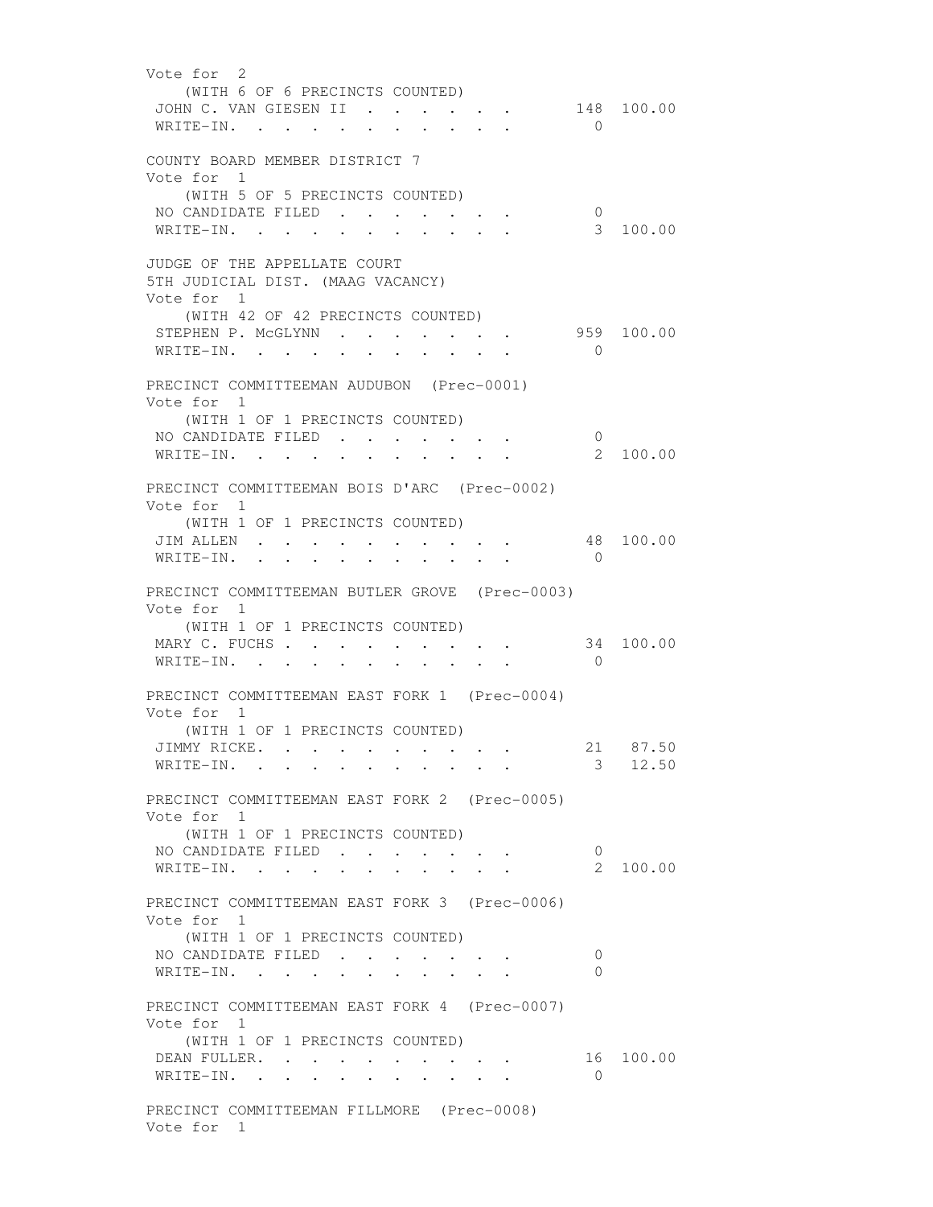Vote for 2
(WITH 6 OF 6 PRECINCTS COUNTED)

| | | |
|---|---|---|
| JOHN C. VAN GIESEN II | 148 | 100.00 |
| WRITE-IN. | 0 | |

COUNTY BOARD MEMBER DISTRICT 7
Vote for 1
(WITH 5 OF 5 PRECINCTS COUNTED)

| | | |
|---|---|---|
| NO CANDIDATE FILED | 0 | |
| WRITE-IN. | 3 | 100.00 |

JUDGE OF THE APPELLATE COURT
5TH JUDICIAL DIST. (MAAG VACANCY)
Vote for 1
(WITH 42 OF 42 PRECINCTS COUNTED)

| | | |
|---|---|---|
| STEPHEN P. McGLYNN | 959 | 100.00 |
| WRITE-IN. | 0 | |

PRECINCT COMMITTEEMAN AUDUBON (Prec-0001)
Vote for 1
(WITH 1 OF 1 PRECINCTS COUNTED)

| | | |
|---|---|---|
| NO CANDIDATE FILED | 0 | |
| WRITE-IN. | 2 | 100.00 |

PRECINCT COMMITTEEMAN BOIS D'ARC (Prec-0002)
Vote for 1
(WITH 1 OF 1 PRECINCTS COUNTED)

| | | |
|---|---|---|
| JIM ALLEN | 48 | 100.00 |
| WRITE-IN. | 0 | |

PRECINCT COMMITTEEMAN BUTLER GROVE (Prec-0003)
Vote for 1
(WITH 1 OF 1 PRECINCTS COUNTED)

| | | |
|---|---|---|
| MARY C. FUCHS | 34 | 100.00 |
| WRITE-IN. | 0 | |

PRECINCT COMMITTEEMAN EAST FORK 1 (Prec-0004)
Vote for 1
(WITH 1 OF 1 PRECINCTS COUNTED)

| | | |
|---|---|---|
| JIMMY RICKE. | 21 | 87.50 |
| WRITE-IN. | 3 | 12.50 |

PRECINCT COMMITTEEMAN EAST FORK 2 (Prec-0005)
Vote for 1
(WITH 1 OF 1 PRECINCTS COUNTED)

| | | |
|---|---|---|
| NO CANDIDATE FILED | 0 | |
| WRITE-IN. | 2 | 100.00 |

PRECINCT COMMITTEEMAN EAST FORK 3 (Prec-0006)
Vote for 1
(WITH 1 OF 1 PRECINCTS COUNTED)

| | | |
|---|---|---|
| NO CANDIDATE FILED | 0 | |
| WRITE-IN. | 0 | |

PRECINCT COMMITTEEMAN EAST FORK 4 (Prec-0007)
Vote for 1
(WITH 1 OF 1 PRECINCTS COUNTED)

| | | |
|---|---|---|
| DEAN FULLER. | 16 | 100.00 |
| WRITE-IN. | 0 | |

PRECINCT COMMITTEEMAN FILLMORE (Prec-0008)
Vote for 1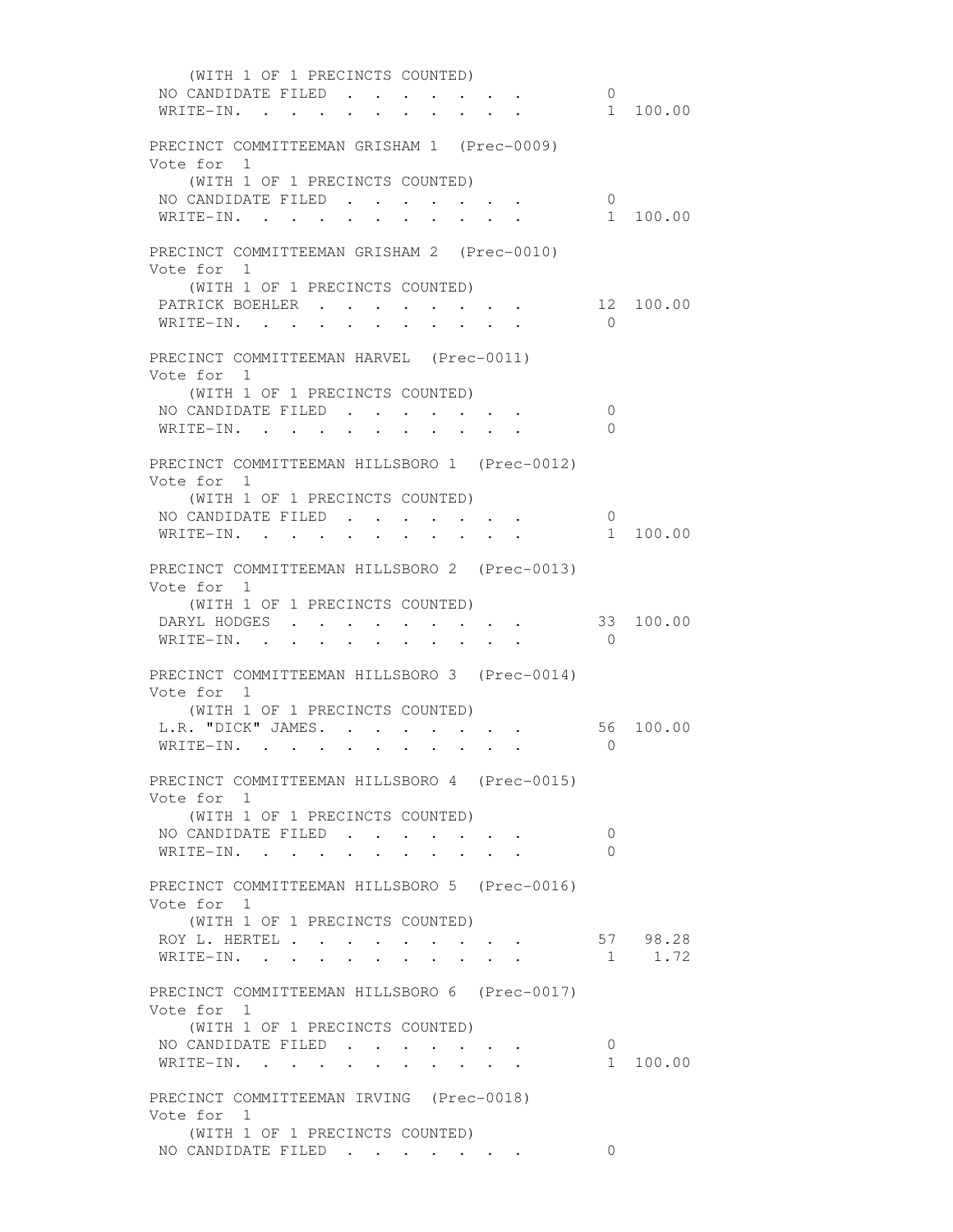(WITH 1 OF 1 PRECINCTS COUNTED)

| | | |
|---|---|---|
| NO CANDIDATE FILED . . . . . . . . | 0 | |
| WRITE-IN. . . . . . . . . . . . | 1 | 100.00 |

PRECINCT COMMITTEEMAN GRISHAM 1 (Prec-0009)
Vote for 1
(WITH 1 OF 1 PRECINCTS COUNTED)

| | | |
|---|---|---|
| NO CANDIDATE FILED . . . . . . . . | 0 | |
| WRITE-IN. . . . . . . . . . . . | 1 | 100.00 |

PRECINCT COMMITTEEMAN GRISHAM 2 (Prec-0010)
Vote for 1
(WITH 1 OF 1 PRECINCTS COUNTED)

| | | |
|---|---|---|
| PATRICK BOEHLER . . . . . . . . . | 12 | 100.00 |
| WRITE-IN. . . . . . . . . . . . | 0 | |

PRECINCT COMMITTEEMAN HARVEL (Prec-0011)
Vote for 1
(WITH 1 OF 1 PRECINCTS COUNTED)

| | | |
|---|---|---|
| NO CANDIDATE FILED . . . . . . . . | 0 | |
| WRITE-IN. . . . . . . . . . . . | 0 | |

PRECINCT COMMITTEEMAN HILLSBORO 1 (Prec-0012)
Vote for 1
(WITH 1 OF 1 PRECINCTS COUNTED)

| | | |
|---|---|---|
| NO CANDIDATE FILED . . . . . . . . | 0 | |
| WRITE-IN. . . . . . . . . . . . | 1 | 100.00 |

PRECINCT COMMITTEEMAN HILLSBORO 2 (Prec-0013)
Vote for 1
(WITH 1 OF 1 PRECINCTS COUNTED)

| | | |
|---|---|---|
| DARYL HODGES . . . . . . . . . . | 33 | 100.00 |
| WRITE-IN. . . . . . . . . . . . | 0 | |

PRECINCT COMMITTEEMAN HILLSBORO 3 (Prec-0014)
Vote for 1
(WITH 1 OF 1 PRECINCTS COUNTED)

| | | |
|---|---|---|
| L.R. "DICK" JAMES. . . . . . . . . | 56 | 100.00 |
| WRITE-IN. . . . . . . . . . . . | 0 | |

PRECINCT COMMITTEEMAN HILLSBORO 4 (Prec-0015)
Vote for 1
(WITH 1 OF 1 PRECINCTS COUNTED)

| | | |
|---|---|---|
| NO CANDIDATE FILED . . . . . . . . | 0 | |
| WRITE-IN. . . . . . . . . . . . | 0 | |

PRECINCT COMMITTEEMAN HILLSBORO 5 (Prec-0016)
Vote for 1
(WITH 1 OF 1 PRECINCTS COUNTED)

| | | |
|---|---|---|
| ROY L. HERTEL . . . . . . . . . . | 57 | 98.28 |
| WRITE-IN. . . . . . . . . . . . | 1 | 1.72 |

PRECINCT COMMITTEEMAN HILLSBORO 6 (Prec-0017)
Vote for 1
(WITH 1 OF 1 PRECINCTS COUNTED)

| | | |
|---|---|---|
| NO CANDIDATE FILED . . . . . . . . | 0 | |
| WRITE-IN. . . . . . . . . . . . | 1 | 100.00 |

PRECINCT COMMITTEEMAN IRVING (Prec-0018)
Vote for 1
(WITH 1 OF 1 PRECINCTS COUNTED)

| | | |
|---|---|---|
| NO CANDIDATE FILED . . . . . . . . | 0 | |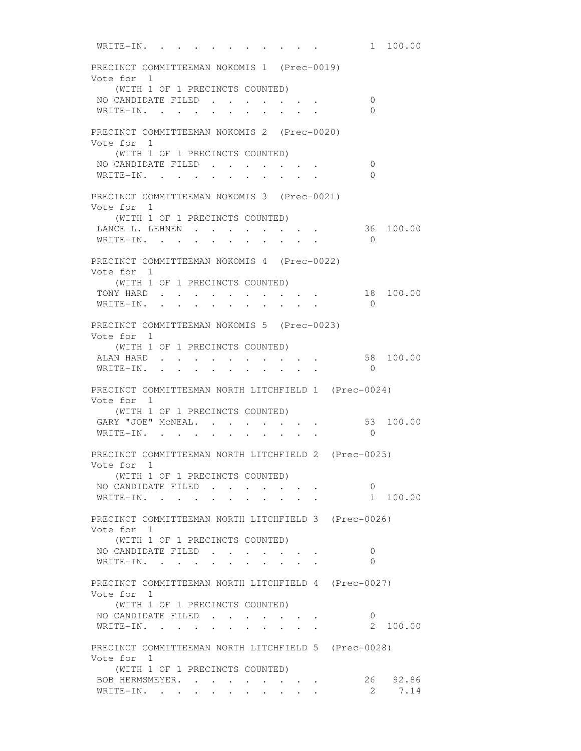WRITE-IN. . . . . . . . . . . . 1 100.00

PRECINCT COMMITTEEMAN NOKOMIS 1 (Prec-0019)
Vote for 1
(WITH 1 OF 1 PRECINCTS COUNTED)

| | Votes | Percent |
|---|---|---|
| NO CANDIDATE FILED . . . . . . . . | 0 | |
| WRITE-IN. . . . . . . . . . . . | 0 | |

PRECINCT COMMITTEEMAN NOKOMIS 2 (Prec-0020)
Vote for 1
(WITH 1 OF 1 PRECINCTS COUNTED)

| | Votes | Percent |
|---|---|---|
| NO CANDIDATE FILED . . . . . . . . | 0 | |
| WRITE-IN. . . . . . . . . . . . | 0 | |

PRECINCT COMMITTEEMAN NOKOMIS 3 (Prec-0021)
Vote for 1
(WITH 1 OF 1 PRECINCTS COUNTED)

| | Votes | Percent |
|---|---|---|
| LANCE L. LEHNEN . . . . . . . . . | 36 | 100.00 |
| WRITE-IN. . . . . . . . . . . . | 0 | |

PRECINCT COMMITTEEMAN NOKOMIS 4 (Prec-0022)
Vote for 1
(WITH 1 OF 1 PRECINCTS COUNTED)

| | Votes | Percent |
|---|---|---|
| TONY HARD . . . . . . . . . . . | 18 | 100.00 |
| WRITE-IN. . . . . . . . . . . . | 0 | |

PRECINCT COMMITTEEMAN NOKOMIS 5 (Prec-0023)
Vote for 1
(WITH 1 OF 1 PRECINCTS COUNTED)

| | Votes | Percent |
|---|---|---|
| ALAN HARD . . . . . . . . . . . | 58 | 100.00 |
| WRITE-IN. . . . . . . . . . . . | 0 | |

PRECINCT COMMITTEEMAN NORTH LITCHFIELD 1 (Prec-0024)
Vote for 1
(WITH 1 OF 1 PRECINCTS COUNTED)

| | Votes | Percent |
|---|---|---|
| GARY "JOE" McNEAL. . . . . . . . . | 53 | 100.00 |
| WRITE-IN. . . . . . . . . . . . | 0 | |

PRECINCT COMMITTEEMAN NORTH LITCHFIELD 2 (Prec-0025)
Vote for 1
(WITH 1 OF 1 PRECINCTS COUNTED)

| | Votes | Percent |
|---|---|---|
| NO CANDIDATE FILED . . . . . . . . | 0 | |
| WRITE-IN. . . . . . . . . . . . | 1 | 100.00 |

PRECINCT COMMITTEEMAN NORTH LITCHFIELD 3 (Prec-0026)
Vote for 1
(WITH 1 OF 1 PRECINCTS COUNTED)

| | Votes | Percent |
|---|---|---|
| NO CANDIDATE FILED . . . . . . . . | 0 | |
| WRITE-IN. . . . . . . . . . . . | 0 | |

PRECINCT COMMITTEEMAN NORTH LITCHFIELD 4 (Prec-0027)
Vote for 1
(WITH 1 OF 1 PRECINCTS COUNTED)

| | Votes | Percent |
|---|---|---|
| NO CANDIDATE FILED . . . . . . . . | 0 | |
| WRITE-IN. . . . . . . . . . . . | 2 | 100.00 |

PRECINCT COMMITTEEMAN NORTH LITCHFIELD 5 (Prec-0028)
Vote for 1
(WITH 1 OF 1 PRECINCTS COUNTED)

| | Votes | Percent |
|---|---|---|
| BOB HERMSMEYER. . . . . . . . . . | 26 | 92.86 |
| WRITE-IN. . . . . . . . . . . . | 2 | 7.14 |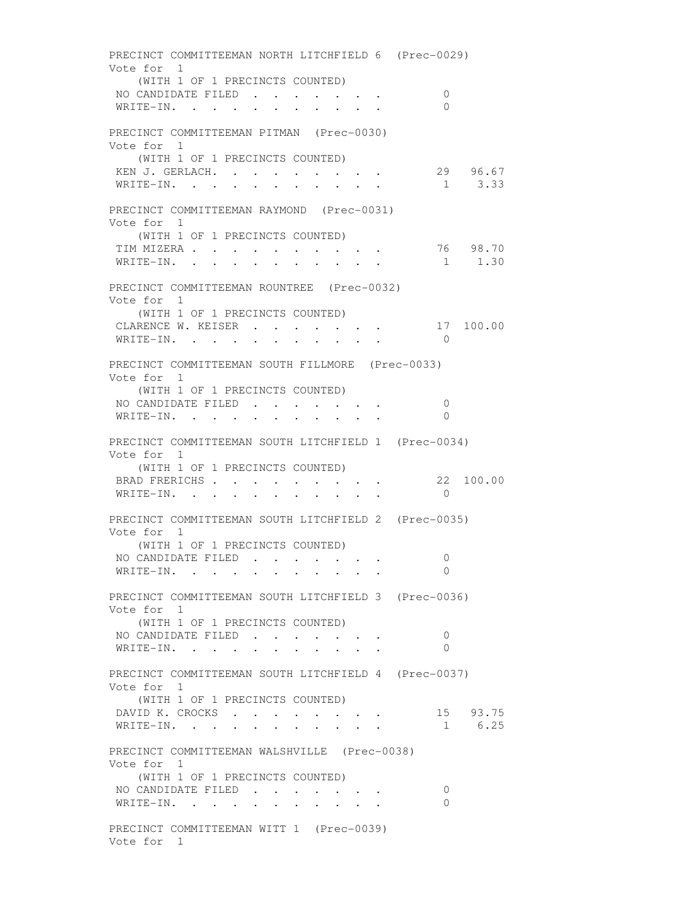PRECINCT COMMITTEEMAN NORTH LITCHFIELD 6 (Prec-0029)
Vote for 1
(WITH 1 OF 1 PRECINCTS COUNTED)

| Candidate | Votes | Percent |
|---|---|---|
| NO CANDIDATE FILED | 0 | |
| WRITE-IN. | 0 | |

PRECINCT COMMITTEEMAN PITMAN (Prec-0030)
Vote for 1
(WITH 1 OF 1 PRECINCTS COUNTED)

| Candidate | Votes | Percent |
|---|---|---|
| KEN J. GERLACH. | 29 | 96.67 |
| WRITE-IN. | 1 | 3.33 |

PRECINCT COMMITTEEMAN RAYMOND (Prec-0031)
Vote for 1
(WITH 1 OF 1 PRECINCTS COUNTED)

| Candidate | Votes | Percent |
|---|---|---|
| TIM MIZERA | 76 | 98.70 |
| WRITE-IN. | 1 | 1.30 |

PRECINCT COMMITTEEMAN ROUNTREE (Prec-0032)
Vote for 1
(WITH 1 OF 1 PRECINCTS COUNTED)

| Candidate | Votes | Percent |
|---|---|---|
| CLARENCE W. KEISER | 17 | 100.00 |
| WRITE-IN. | 0 | |

PRECINCT COMMITTEEMAN SOUTH FILLMORE (Prec-0033)
Vote for 1
(WITH 1 OF 1 PRECINCTS COUNTED)

| Candidate | Votes | Percent |
|---|---|---|
| NO CANDIDATE FILED | 0 | |
| WRITE-IN. | 0 | |

PRECINCT COMMITTEEMAN SOUTH LITCHFIELD 1 (Prec-0034)
Vote for 1
(WITH 1 OF 1 PRECINCTS COUNTED)

| Candidate | Votes | Percent |
|---|---|---|
| BRAD FRERICHS | 22 | 100.00 |
| WRITE-IN. | 0 | |

PRECINCT COMMITTEEMAN SOUTH LITCHFIELD 2 (Prec-0035)
Vote for 1
(WITH 1 OF 1 PRECINCTS COUNTED)

| Candidate | Votes | Percent |
|---|---|---|
| NO CANDIDATE FILED | 0 | |
| WRITE-IN. | 0 | |

PRECINCT COMMITTEEMAN SOUTH LITCHFIELD 3 (Prec-0036)
Vote for 1
(WITH 1 OF 1 PRECINCTS COUNTED)

| Candidate | Votes | Percent |
|---|---|---|
| NO CANDIDATE FILED | 0 | |
| WRITE-IN. | 0 | |

PRECINCT COMMITTEEMAN SOUTH LITCHFIELD 4 (Prec-0037)
Vote for 1
(WITH 1 OF 1 PRECINCTS COUNTED)

| Candidate | Votes | Percent |
|---|---|---|
| DAVID K. CROCKS | 15 | 93.75 |
| WRITE-IN. | 1 | 6.25 |

PRECINCT COMMITTEEMAN WALSHVILLE (Prec-0038)
Vote for 1
(WITH 1 OF 1 PRECINCTS COUNTED)

| Candidate | Votes | Percent |
|---|---|---|
| NO CANDIDATE FILED | 0 | |
| WRITE-IN. | 0 | |

PRECINCT COMMITTEEMAN WITT 1 (Prec-0039)
Vote for 1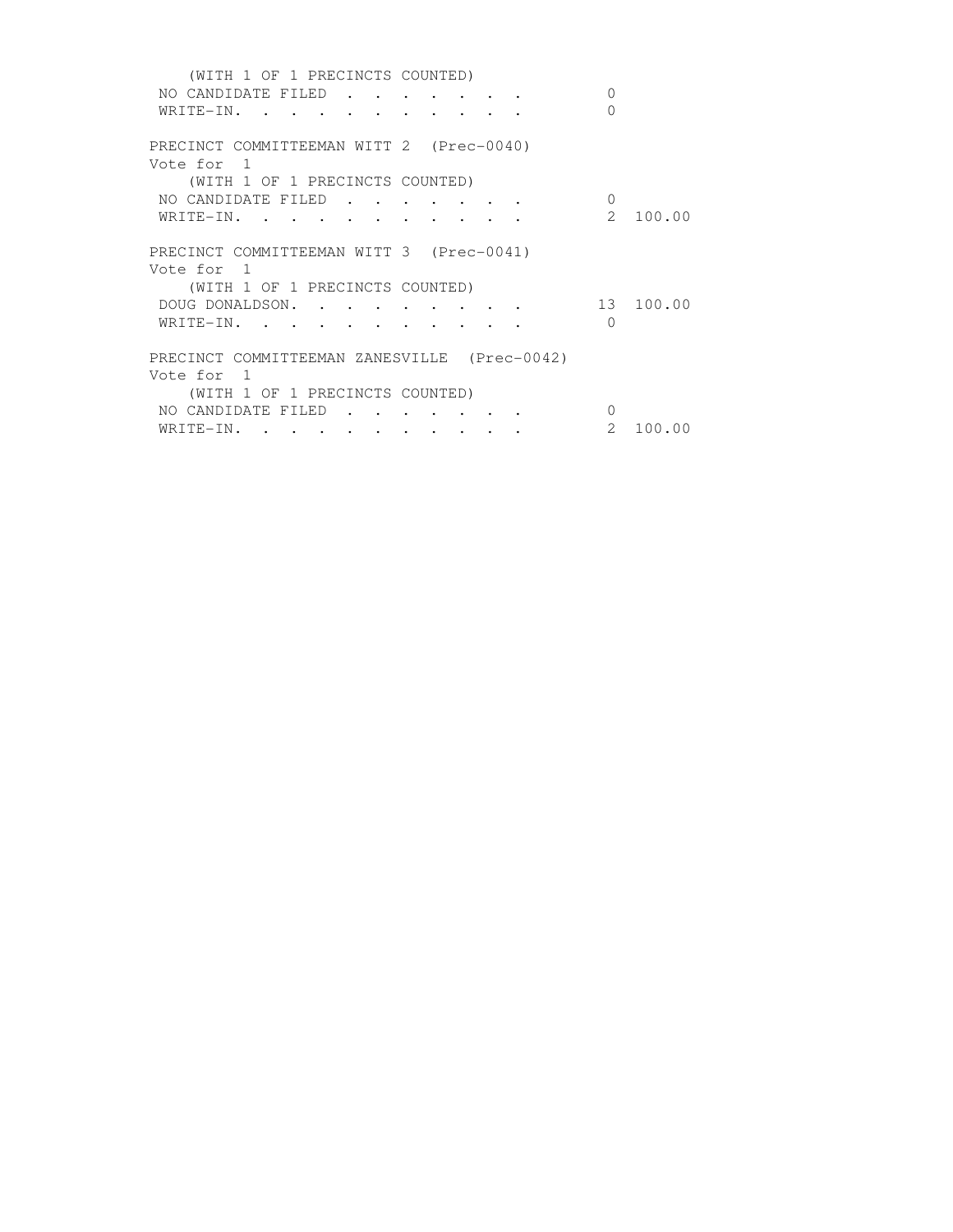(WITH 1 OF 1 PRECINCTS COUNTED)

| | | |
|---|---|---|
| NO CANDIDATE FILED . . . . . . . . | 0 | |
| WRITE-IN. . . . . . . . . . . . | 0 | |

PRECINCT COMMITTEEMAN WITT 2 (Prec-0040)
Vote for 1
(WITH 1 OF 1 PRECINCTS COUNTED)

| | | |
|---|---|---|
| NO CANDIDATE FILED . . . . . . . . | 0 | |
| WRITE-IN. . . . . . . . . . . . | 2 | 100.00 |

PRECINCT COMMITTEEMAN WITT 3 (Prec-0041)
Vote for 1
(WITH 1 OF 1 PRECINCTS COUNTED)

| | | |
|---|---|---|
| DOUG DONALDSON. . . . . . . . . . | 13 | 100.00 |
| WRITE-IN. . . . . . . . . . . . | 0 | |

PRECINCT COMMITTEEMAN ZANESVILLE (Prec-0042)
Vote for 1
(WITH 1 OF 1 PRECINCTS COUNTED)

| | | |
|---|---|---|
| NO CANDIDATE FILED . . . . . . . . | 0 | |
| WRITE-IN. . . . . . . . . . . . | 2 | 100.00 |